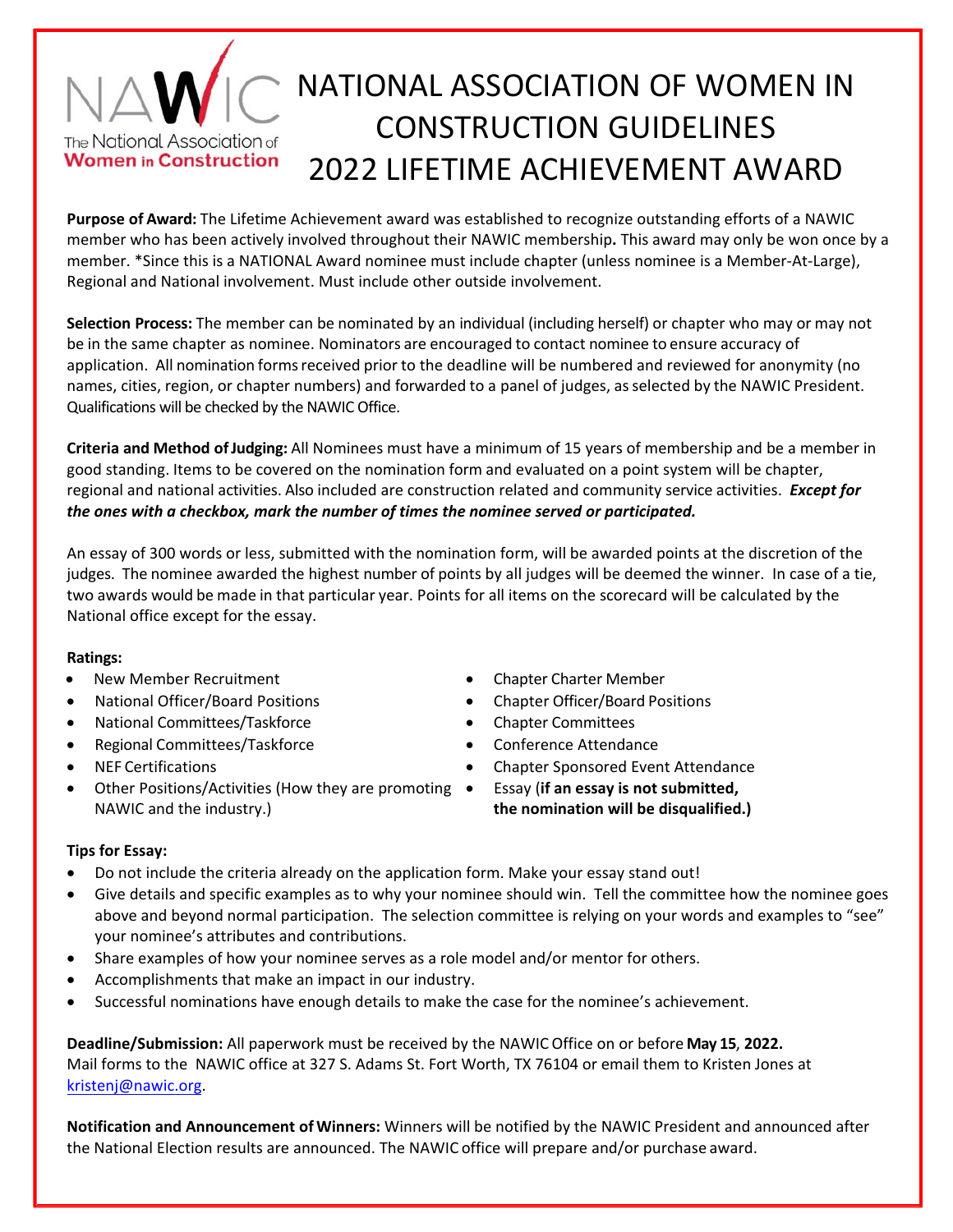# NATIONAL ASSOCIATION OF WOMEN IN CONSTRUCTION GUIDELINES 2022 LIFETIME ACHIEVEMENT AWARD

**Purpose of Award:** The Lifetime Achievement award was established to recognize outstanding efforts of a NAWIC member who has been actively involved throughout their NAWIC membership**.** This award may only be won once by a member. *Since this is a NATIONAL Award nominee must include chapter (unless nominee is a Member-At-Large), Regional and National involvement. Must include other outside involvement.

**Selection Process:** The member can be nominated by an individual (including herself) or chapter who may or may not be in the same chapter as nominee. Nominators are encouraged to contact nominee to ensure accuracy of application. All nomination forms received prior to the deadline will be numbered and reviewed for anonymity (no names, cities, region, or chapter numbers) and forwarded to a panel of judges, as selected by the NAWIC President. Qualifications will be checked by the NAWIC Office.

**Criteria and Method of Judging:** All Nominees must have a minimum of 15 years of membership and be a member in good standing. Items to be covered on the nomination form and evaluated on a point system will be chapter, regional and national activities. Also included are construction related and community service activities. ***Except for the ones with a checkbox, mark the number of times the nominee served or participated.***

An essay of 300 words or less, submitted with the nomination form, will be awarded points at the discretion of the judges. The nominee awarded the highest number of points by all judges will be deemed the winner. In case of a tie, two awards would be made in that particular year. Points for all items on the scorecard will be calculated by the National office except for the essay.

**Ratings:**

- New Member Recruitment
- National Officer/Board Positions
- National Committees/Taskforce
- Regional Committees/Taskforce
- NEF Certifications
- Other Positions/Activities (How they are promoting NAWIC and the industry.)
- Chapter Charter Member
- Chapter Officer/Board Positions
- Chapter Committees
- Conference Attendance
- Chapter Sponsored Event Attendance
- Essay (**if an essay is not submitted, the nomination will be disqualified.)**

**Tips for Essay:**

- Do not include the criteria already on the application form. Make your essay stand out!
- Give details and specific examples as to why your nominee should win. Tell the committee how the nominee goes above and beyond normal participation. The selection committee is relying on your words and examples to "see" your nominee's attributes and contributions.
- Share examples of how your nominee serves as a role model and/or mentor for others.
- Accomplishments that make an impact in our industry.
- Successful nominations have enough details to make the case for the nominee's achievement.

**Deadline/Submission:** All paperwork must be received by the NAWIC Office on or before **May 15**, **2022.** Mail forms to the NAWIC office at 327 S. Adams St. Fort Worth, TX 76104 or email them to Kristen Jones at kristenj@nawic.org.

**Notification and Announcement of Winners:** Winners will be notified by the NAWIC President and announced after the National Election results are announced. The NAWIC office will prepare and/or purchase award.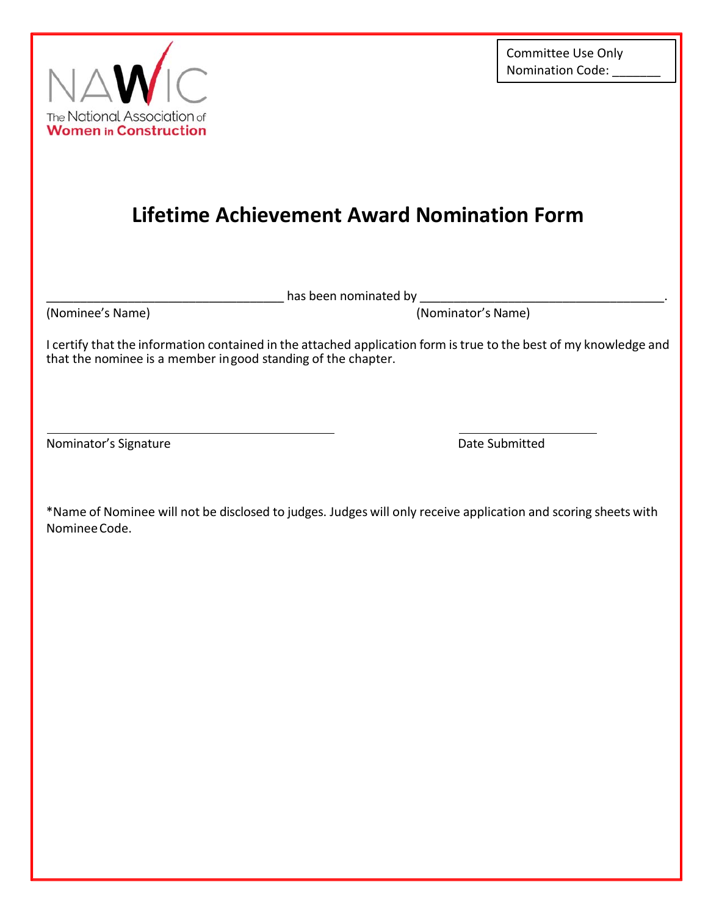Committee Use Only
Nomination Code: _______

NAWIC
The National Association of Women in Construction

# Lifetime Achievement Award Nomination Form

___________________________________ has been nominated by ____________________________________.
(Nominee's Name) (Nominator's Name)

I certify that the information contained in the attached application form is true to the best of my knowledge and that the nominee is a member in good standing of the chapter.

_____________________________________________ _____________________
Nominator's Signature Date Submitted

*Name of Nominee will not be disclosed to judges. Judges will only receive application and scoring sheets with Nominee Code.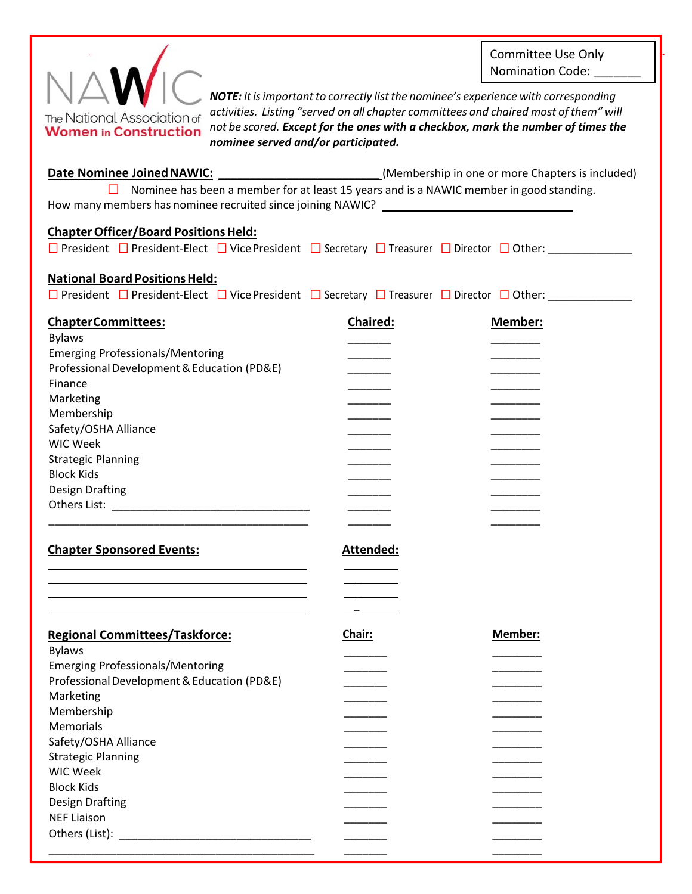Committee Use Only
Nomination Code: _______

NAWIC
The National Association of **Women in Construction**

***NOTE:*** *It is important to correctly list the nominee's experience with corresponding activities. Listing "served on all chapter committees and chaired most of them" will not be scored.* ***Except for the ones with a checkbox, mark the number of times the nominee served and/or participated.***

**Date Nominee Joined NAWIC:** ________________________(Membership in one or more Chapters is included)

☐ Nominee has been a member for at least 15 years and is a NAWIC member in good standing.

How many members has nominee recruited since joining NAWIC? ______________________________

**Chapter Officer/Board Positions Held:**

☐ President ☐ President-Elect ☐ Vice President ☐ Secretary ☐ Treasurer ☐ Director ☐ Other: _____________

**National Board Positions Held:**

☐ President ☐ President-Elect ☐ Vice President ☐ Secretary ☐ Treasurer ☐ Director ☐ Other: _____________

| **Chapter Committees:** | **Chaired:** | **Member:** |
|---|---|---|
| Bylaws | _______ | ________ |
| Emerging Professionals/Mentoring | _______ | ________ |
| Professional Development & Education (PD&E) | _______ | ________ |
| Finance | _______ | ________ |
| Marketing | _______ | ________ |
| Membership | _______ | ________ |
| Safety/OSHA Alliance | _______ | ________ |
| WIC Week | _______ | ________ |
| Strategic Planning | _______ | ________ |
| Block Kids | _______ | ________ |
| Design Drafting | _______ | ________ |
| Others List: ________________________________ | _______ | ________ |
| __________________________________________ | _______ | ________ |

| **Chapter Sponsored Events:** | **Attended:** |
|---|---|
| __________________________________________ | _________ |
| __________________________________________ | _________ |
| __________________________________________ | _________ |
| __________________________________________ | _________ |

| **Regional Committees/Taskforce:** | **Chair:** | **Member:** |
|---|---|---|
| Bylaws | _______ | ________ |
| Emerging Professionals/Mentoring | _______ | ________ |
| Professional Development & Education (PD&E) | _______ | ________ |
| Marketing | _______ | ________ |
| Membership | _______ | ________ |
| Memorials | _______ | ________ |
| Safety/OSHA Alliance | _______ | ________ |
| Strategic Planning | _______ | ________ |
| WIC Week | _______ | ________ |
| Block Kids | _______ | ________ |
| Design Drafting | _______ | ________ |
| NEF Liaison | _______ | ________ |
| Others (List): ______________________________ | _______ | ________ |
| __________________________________________ | _______ | ________ |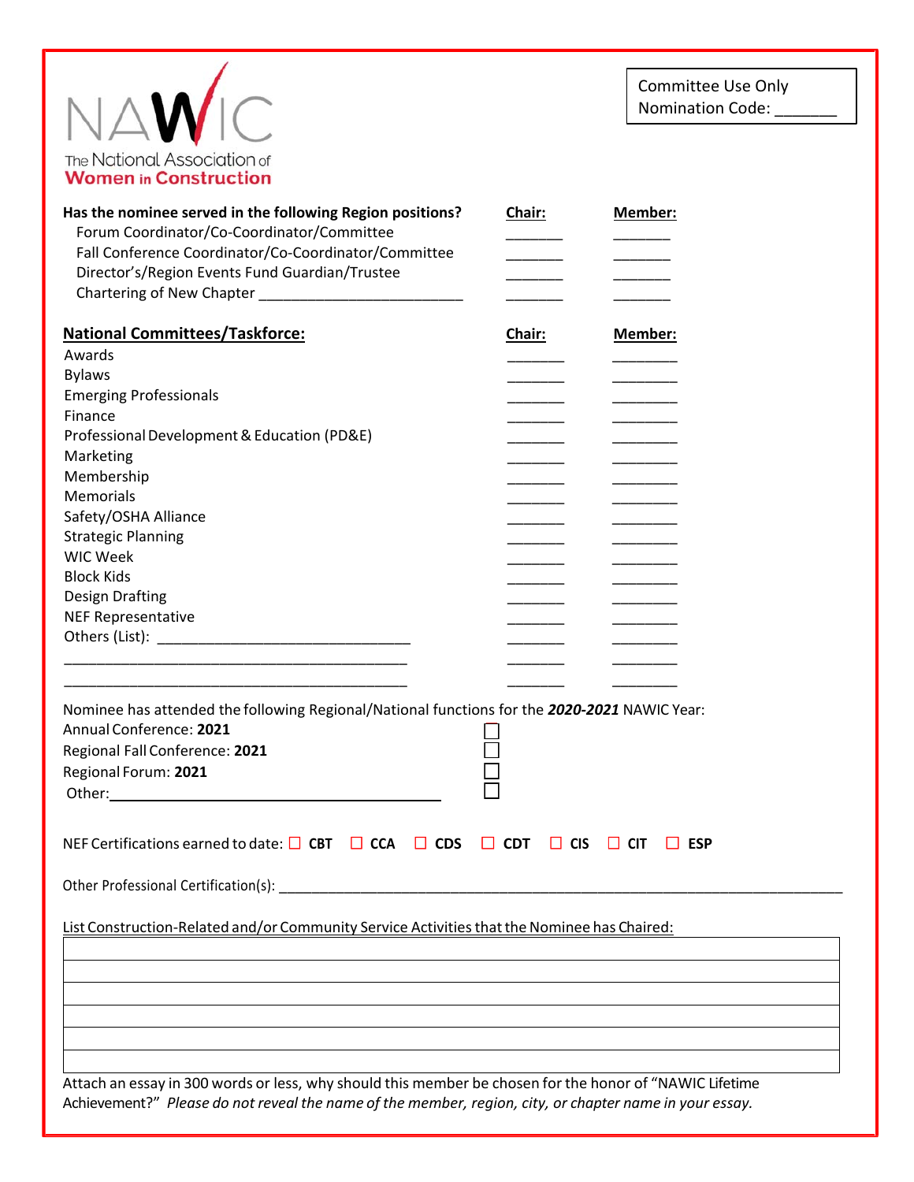NAWIC
The National Association of **Women in Construction**

Committee Use Only
Nomination Code: _______

| **Has the nominee served in the following Region positions?** | **Chair:** | **Member:** |
|---|---|---|
| Forum Coordinator/Co-Coordinator/Committee | _______ | _______ |
| Fall Conference Coordinator/Co-Coordinator/Committee | _______ | _______ |
| Director's/Region Events Fund Guardian/Trustee | _______ | _______ |
| Chartering of New Chapter _______________________ | _______ | _______ |

| **National Committees/Taskforce:** | **Chair:** | **Member:** |
|---|---|---|
| Awards | _______ | ________ |
| Bylaws | _______ | ________ |
| Emerging Professionals | _______ | ________ |
| Finance | _______ | ________ |
| Professional Development & Education (PD&E) | _______ | ________ |
| Marketing | _______ | ________ |
| Membership | _______ | ________ |
| Memorials | _______ | ________ |
| Safety/OSHA Alliance | _______ | ________ |
| Strategic Planning | _______ | ________ |
| WIC Week | _______ | ________ |
| Block Kids | _______ | ________ |
| Design Drafting | _______ | ________ |
| NEF Representative | _______ | ________ |
| Others (List): _____________________________ | _______ | ________ |
| ________________________________________ | _______ | ________ |
| ________________________________________ | _______ | ________ |

Nominee has attended the following Regional/National functions for the ***2020-2021*** NAWIC Year:

- Annual Conference: **2021** ☐
- Regional Fall Conference: **2021** ☐
- Regional Forum: **2021** ☐
- Other: ________________________________________ ☐

NEF Certifications earned to date: ☐ **CBT** ☐ **CCA** ☐ **CDS** ☐ **CDT** ☐ **CIS** ☐ **CIT** ☐ **ESP**

Other Professional Certification(s): ______________________________________________________________

List Construction-Related and/or Community Service Activities that the Nominee has Chaired:

| |
|---|
| |
| |
| |
| |
| |
| |

Attach an essay in 300 words or less, why should this member be chosen for the honor of "NAWIC Lifetime Achievement?" *Please do not reveal the name of the member, region, city, or chapter name in your essay.*